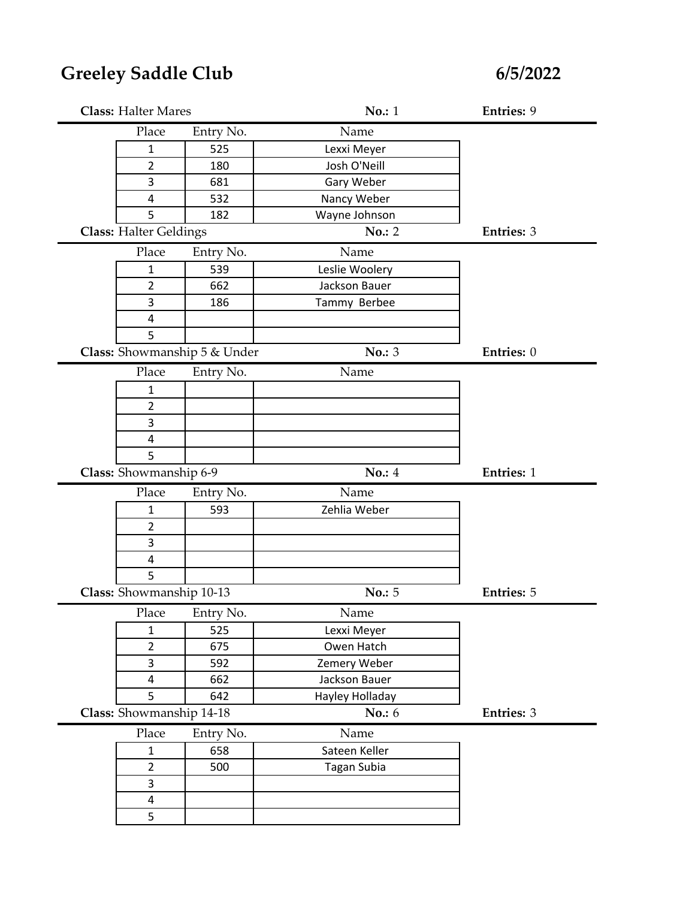# Greeley Saddle Club

**6/5/2022**

**Class:** Halter Mares | **No.:** 1 | **Entries:** 9

| Place | Entry No. | Name |
|---|---|---|
| 1 | 525 | Lexxi Meyer |
| 2 | 180 | Josh O'Neill |
| 3 | 681 | Gary Weber |
| 4 | 532 | Nancy Weber |
| 5 | 182 | Wayne Johnson |

**Class:** Halter Geldings | **No.:** 2 | **Entries:** 3

| Place | Entry No. | Name |
|---|---|---|
| 1 | 539 | Leslie Woolery |
| 2 | 662 | Jackson Bauer |
| 3 | 186 | Tammy Berbee |
| 4 | | |
| 5 | | |

**Class:** Showmanship 5 & Under | **No.:** 3 | **Entries:** 0

| Place | Entry No. | Name |
|---|---|---|
| 1 | | |
| 2 | | |
| 3 | | |
| 4 | | |
| 5 | | |

**Class:** Showmanship 6-9 | **No.:** 4 | **Entries:** 1

| Place | Entry No. | Name |
|---|---|---|
| 1 | 593 | Zehlia Weber |
| 2 | | |
| 3 | | |
| 4 | | |
| 5 | | |

**Class:** Showmanship 10-13 | **No.:** 5 | **Entries:** 5

| Place | Entry No. | Name |
|---|---|---|
| 1 | 525 | Lexxi Meyer |
| 2 | 675 | Owen Hatch |
| 3 | 592 | Zemery Weber |
| 4 | 662 | Jackson Bauer |
| 5 | 642 | Hayley Holladay |

**Class:** Showmanship 14-18 | **No.:** 6 | **Entries:** 3

| Place | Entry No. | Name |
|---|---|---|
| 1 | 658 | Sateen Keller |
| 2 | 500 | Tagan Subia |
| 3 | | |
| 4 | | |
| 5 | | |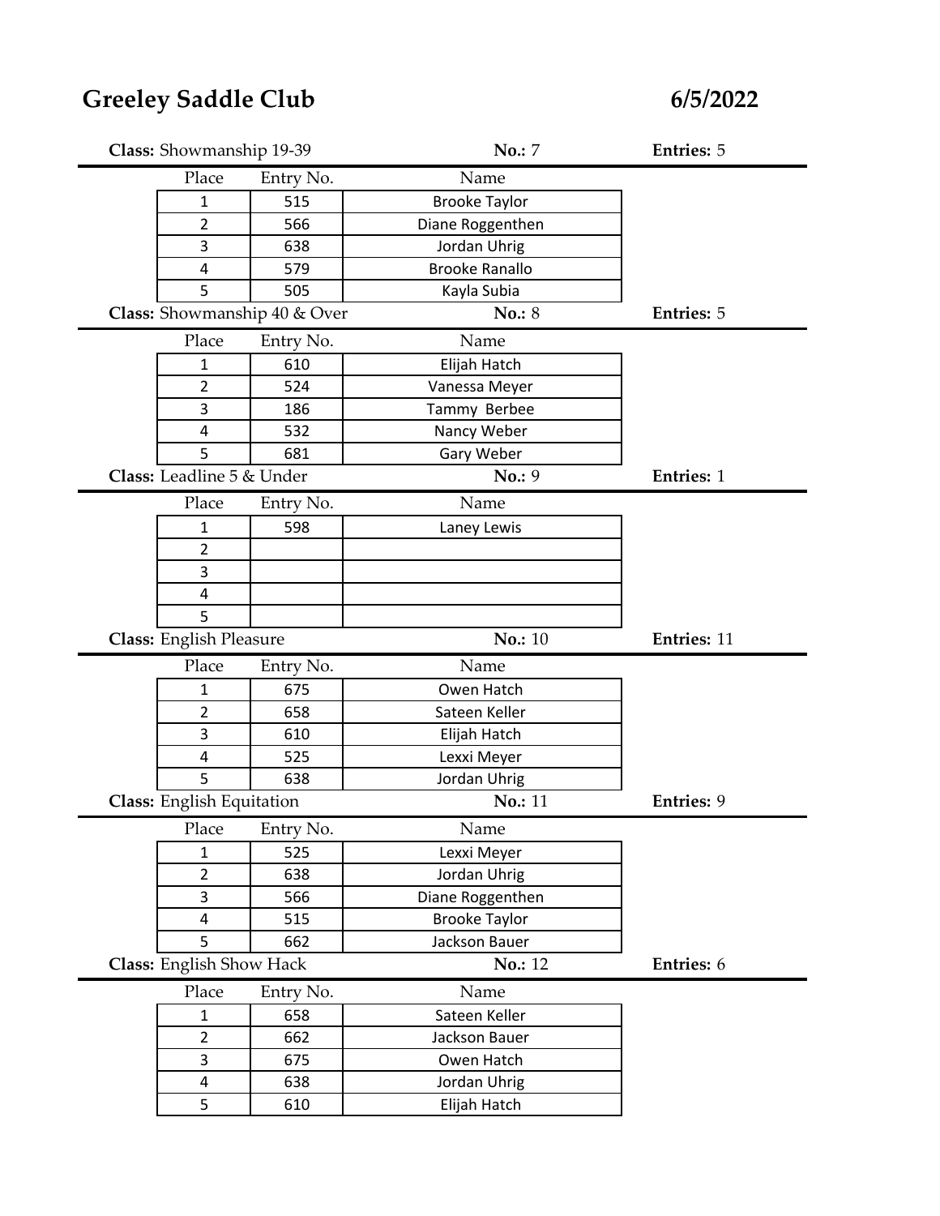# Greeley Saddle Club

**6/5/2022**

**Class:** Showmanship 19-39 **No.:** 7 **Entries:** 5

| Place | Entry No. | Name |
|---|---|---|
| 1 | 515 | Brooke Taylor |
| 2 | 566 | Diane Roggenthen |
| 3 | 638 | Jordan Uhrig |
| 4 | 579 | Brooke Ranallo |
| 5 | 505 | Kayla Subia |

**Class:** Showmanship 40 & Over **No.:** 8 **Entries:** 5

| Place | Entry No. | Name |
|---|---|---|
| 1 | 610 | Elijah Hatch |
| 2 | 524 | Vanessa Meyer |
| 3 | 186 | Tammy Berbee |
| 4 | 532 | Nancy Weber |
| 5 | 681 | Gary Weber |

**Class:** Leadline 5 & Under **No.:** 9 **Entries:** 1

| Place | Entry No. | Name |
|---|---|---|
| 1 | 598 | Laney Lewis |
| 2 | | |
| 3 | | |
| 4 | | |
| 5 | | |

**Class:** English Pleasure **No.:** 10 **Entries:** 11

| Place | Entry No. | Name |
|---|---|---|
| 1 | 675 | Owen Hatch |
| 2 | 658 | Sateen Keller |
| 3 | 610 | Elijah Hatch |
| 4 | 525 | Lexxi Meyer |
| 5 | 638 | Jordan Uhrig |

**Class:** English Equitation **No.:** 11 **Entries:** 9

| Place | Entry No. | Name |
|---|---|---|
| 1 | 525 | Lexxi Meyer |
| 2 | 638 | Jordan Uhrig |
| 3 | 566 | Diane Roggenthen |
| 4 | 515 | Brooke Taylor |
| 5 | 662 | Jackson Bauer |

**Class:** English Show Hack **No.:** 12 **Entries:** 6

| Place | Entry No. | Name |
|---|---|---|
| 1 | 658 | Sateen Keller |
| 2 | 662 | Jackson Bauer |
| 3 | 675 | Owen Hatch |
| 4 | 638 | Jordan Uhrig |
| 5 | 610 | Elijah Hatch |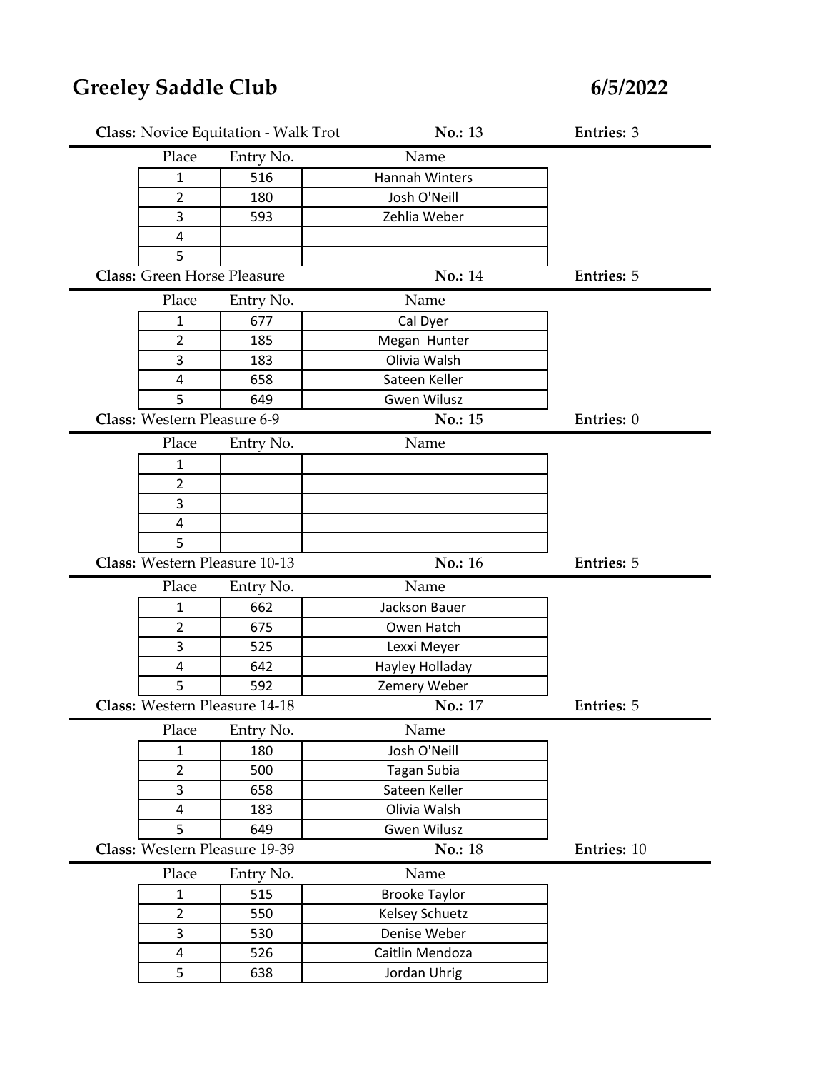# Greeley Saddle Club

**6/5/2022**

**Class:** Novice Equitation - Walk Trot **No.:** 13 **Entries:** 3

| Place | Entry No. | Name |
|---|---|---|
| 1 | 516 | Hannah Winters |
| 2 | 180 | Josh O'Neill |
| 3 | 593 | Zehlia Weber |
| 4 | | |
| 5 | | |

**Class:** Green Horse Pleasure **No.:** 14 **Entries:** 5

| Place | Entry No. | Name |
|---|---|---|
| 1 | 677 | Cal Dyer |
| 2 | 185 | Megan Hunter |
| 3 | 183 | Olivia Walsh |
| 4 | 658 | Sateen Keller |
| 5 | 649 | Gwen Wilusz |

**Class:** Western Pleasure 6-9 **No.:** 15 **Entries:** 0

| Place | Entry No. | Name |
|---|---|---|
| 1 | | |
| 2 | | |
| 3 | | |
| 4 | | |
| 5 | | |

**Class:** Western Pleasure 10-13 **No.:** 16 **Entries:** 5

| Place | Entry No. | Name |
|---|---|---|
| 1 | 662 | Jackson Bauer |
| 2 | 675 | Owen Hatch |
| 3 | 525 | Lexxi Meyer |
| 4 | 642 | Hayley Holladay |
| 5 | 592 | Zemery Weber |

**Class:** Western Pleasure 14-18 **No.:** 17 **Entries:** 5

| Place | Entry No. | Name |
|---|---|---|
| 1 | 180 | Josh O'Neill |
| 2 | 500 | Tagan Subia |
| 3 | 658 | Sateen Keller |
| 4 | 183 | Olivia Walsh |
| 5 | 649 | Gwen Wilusz |

**Class:** Western Pleasure 19-39 **No.:** 18 **Entries:** 10

| Place | Entry No. | Name |
|---|---|---|
| 1 | 515 | Brooke Taylor |
| 2 | 550 | Kelsey Schuetz |
| 3 | 530 | Denise Weber |
| 4 | 526 | Caitlin Mendoza |
| 5 | 638 | Jordan Uhrig |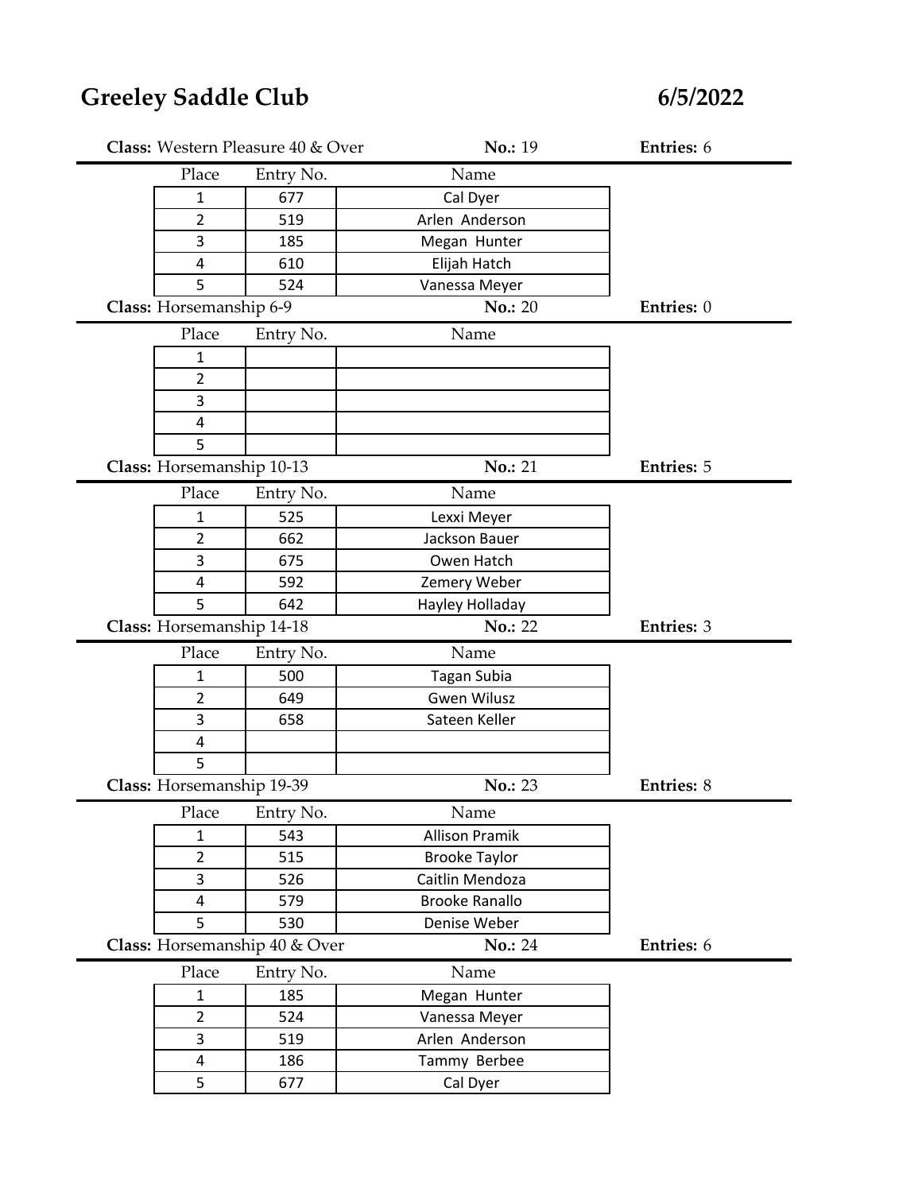# Greeley Saddle Club

**6/5/2022**

**Class:** Western Pleasure 40 & Over **No.:** 19 **Entries:** 6

| Place | Entry No. | Name |
|---|---|---|
| 1 | 677 | Cal Dyer |
| 2 | 519 | Arlen Anderson |
| 3 | 185 | Megan Hunter |
| 4 | 610 | Elijah Hatch |
| 5 | 524 | Vanessa Meyer |

**Class:** Horsemanship 6-9 **No.:** 20 **Entries:** 0

| Place | Entry No. | Name |
|---|---|---|
| 1 | | |
| 2 | | |
| 3 | | |
| 4 | | |
| 5 | | |

**Class:** Horsemanship 10-13 **No.:** 21 **Entries:** 5

| Place | Entry No. | Name |
|---|---|---|
| 1 | 525 | Lexxi Meyer |
| 2 | 662 | Jackson Bauer |
| 3 | 675 | Owen Hatch |
| 4 | 592 | Zemery Weber |
| 5 | 642 | Hayley Holladay |

**Class:** Horsemanship 14-18 **No.:** 22 **Entries:** 3

| Place | Entry No. | Name |
|---|---|---|
| 1 | 500 | Tagan Subia |
| 2 | 649 | Gwen Wilusz |
| 3 | 658 | Sateen Keller |
| 4 | | |
| 5 | | |

**Class:** Horsemanship 19-39 **No.:** 23 **Entries:** 8

| Place | Entry No. | Name |
|---|---|---|
| 1 | 543 | Allison Pramik |
| 2 | 515 | Brooke Taylor |
| 3 | 526 | Caitlin Mendoza |
| 4 | 579 | Brooke Ranallo |
| 5 | 530 | Denise Weber |

**Class:** Horsemanship 40 & Over **No.:** 24 **Entries:** 6

| Place | Entry No. | Name |
|---|---|---|
| 1 | 185 | Megan Hunter |
| 2 | 524 | Vanessa Meyer |
| 3 | 519 | Arlen Anderson |
| 4 | 186 | Tammy Berbee |
| 5 | 677 | Cal Dyer |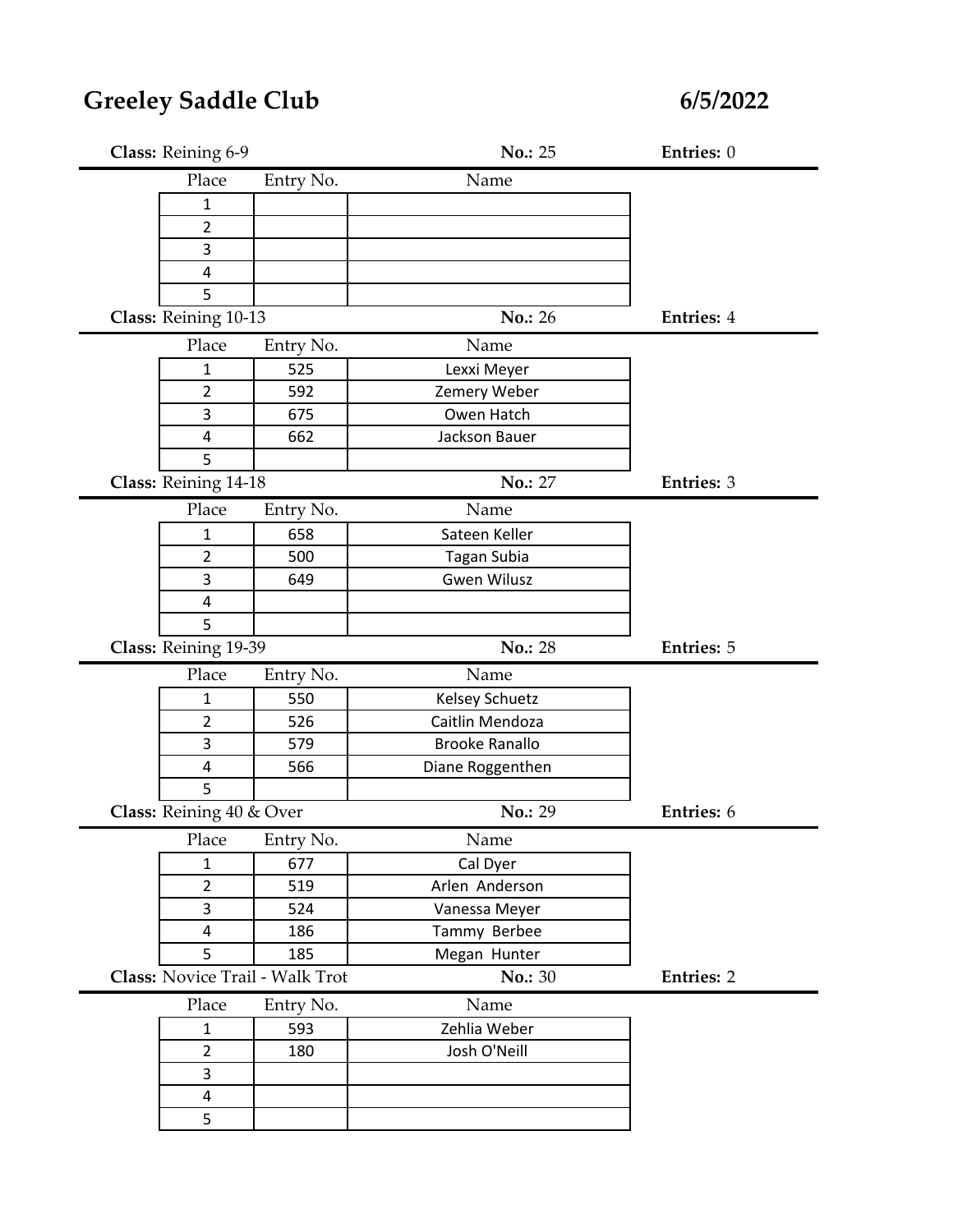# Greeley Saddle Club

**6/5/2022**

**Class:** Reining 6-9 **No.:** 25 **Entries:** 0

| Place | Entry No. | Name |
|---|---|---|
| 1 | | |
| 2 | | |
| 3 | | |
| 4 | | |
| 5 | | |

**Class:** Reining 10-13 **No.:** 26 **Entries:** 4

| Place | Entry No. | Name |
|---|---|---|
| 1 | 525 | Lexxi Meyer |
| 2 | 592 | Zemery Weber |
| 3 | 675 | Owen Hatch |
| 4 | 662 | Jackson Bauer |
| 5 | | |

**Class:** Reining 14-18 **No.:** 27 **Entries:** 3

| Place | Entry No. | Name |
|---|---|---|
| 1 | 658 | Sateen Keller |
| 2 | 500 | Tagan Subia |
| 3 | 649 | Gwen Wilusz |
| 4 | | |
| 5 | | |

**Class:** Reining 19-39 **No.:** 28 **Entries:** 5

| Place | Entry No. | Name |
|---|---|---|
| 1 | 550 | Kelsey Schuetz |
| 2 | 526 | Caitlin Mendoza |
| 3 | 579 | Brooke Ranallo |
| 4 | 566 | Diane Roggenthen |
| 5 | | |

**Class:** Reining 40 & Over **No.:** 29 **Entries:** 6

| Place | Entry No. | Name |
|---|---|---|
| 1 | 677 | Cal Dyer |
| 2 | 519 | Arlen Anderson |
| 3 | 524 | Vanessa Meyer |
| 4 | 186 | Tammy Berbee |
| 5 | 185 | Megan Hunter |

**Class:** Novice Trail - Walk Trot **No.:** 30 **Entries:** 2

| Place | Entry No. | Name |
|---|---|---|
| 1 | 593 | Zehlia Weber |
| 2 | 180 | Josh O'Neill |
| 3 | | |
| 4 | | |
| 5 | | |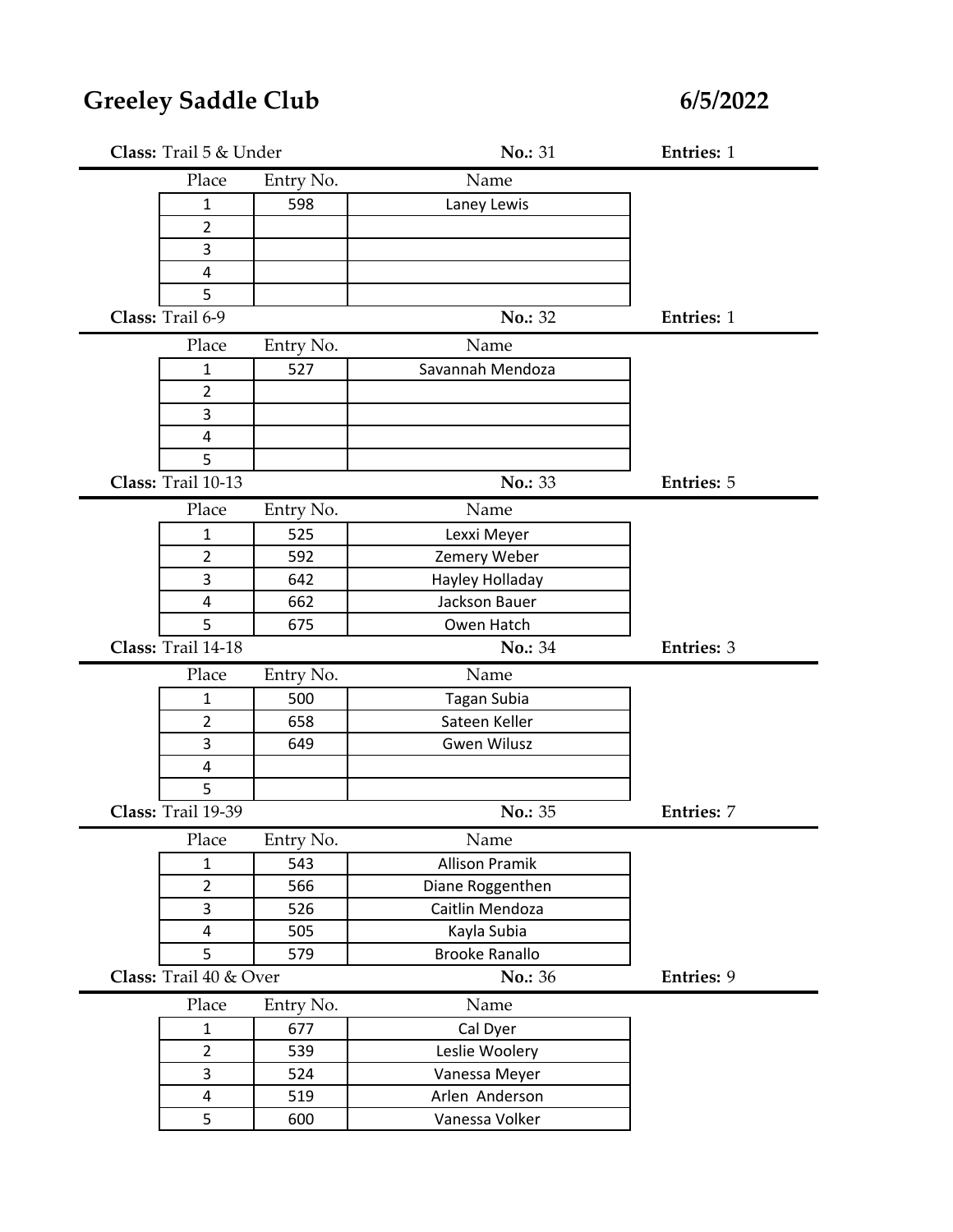# Greeley Saddle Club

**6/5/2022**

**Class:** Trail 5 & Under **No.:** 31 **Entries:** 1

| Place | Entry No. | Name |
|---|---|---|
| 1 | 598 | Laney Lewis |
| 2 | | |
| 3 | | |
| 4 | | |
| 5 | | |

**Class:** Trail 6-9 **No.:** 32 **Entries:** 1

| Place | Entry No. | Name |
|---|---|---|
| 1 | 527 | Savannah Mendoza |
| 2 | | |
| 3 | | |
| 4 | | |
| 5 | | |

**Class:** Trail 10-13 **No.:** 33 **Entries:** 5

| Place | Entry No. | Name |
|---|---|---|
| 1 | 525 | Lexxi Meyer |
| 2 | 592 | Zemery Weber |
| 3 | 642 | Hayley Holladay |
| 4 | 662 | Jackson Bauer |
| 5 | 675 | Owen Hatch |

**Class:** Trail 14-18 **No.:** 34 **Entries:** 3

| Place | Entry No. | Name |
|---|---|---|
| 1 | 500 | Tagan Subia |
| 2 | 658 | Sateen Keller |
| 3 | 649 | Gwen Wilusz |
| 4 | | |
| 5 | | |

**Class:** Trail 19-39 **No.:** 35 **Entries:** 7

| Place | Entry No. | Name |
|---|---|---|
| 1 | 543 | Allison Pramik |
| 2 | 566 | Diane Roggenthen |
| 3 | 526 | Caitlin Mendoza |
| 4 | 505 | Kayla Subia |
| 5 | 579 | Brooke Ranallo |

**Class:** Trail 40 & Over **No.:** 36 **Entries:** 9

| Place | Entry No. | Name |
|---|---|---|
| 1 | 677 | Cal Dyer |
| 2 | 539 | Leslie Woolery |
| 3 | 524 | Vanessa Meyer |
| 4 | 519 | Arlen Anderson |
| 5 | 600 | Vanessa Volker |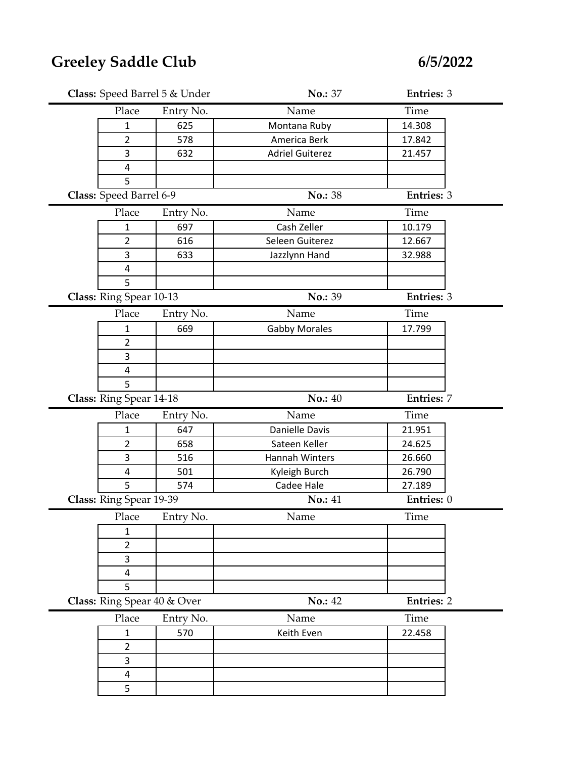# Greeley Saddle Club

**6/5/2022**

**Class:** Speed Barrel 5 & Under **No.:** 37 **Entries:** 3

| Place | Entry No. | Name | Time |
|---|---|---|---|
| 1 | 625 | Montana Ruby | 14.308 |
| 2 | 578 | America Berk | 17.842 |
| 3 | 632 | Adriel Guiterez | 21.457 |
| 4 | | | |
| 5 | | | |

**Class:** Speed Barrel 6-9 **No.:** 38 **Entries:** 3

| Place | Entry No. | Name | Time |
|---|---|---|---|
| 1 | 697 | Cash Zeller | 10.179 |
| 2 | 616 | Seleen Guiterez | 12.667 |
| 3 | 633 | Jazzlynn Hand | 32.988 |
| 4 | | | |
| 5 | | | |

**Class:** Ring Spear 10-13 **No.:** 39 **Entries:** 3

| Place | Entry No. | Name | Time |
|---|---|---|---|
| 1 | 669 | Gabby Morales | 17.799 |
| 2 | | | |
| 3 | | | |
| 4 | | | |
| 5 | | | |

**Class:** Ring Spear 14-18 **No.:** 40 **Entries:** 7

| Place | Entry No. | Name | Time |
|---|---|---|---|
| 1 | 647 | Danielle Davis | 21.951 |
| 2 | 658 | Sateen Keller | 24.625 |
| 3 | 516 | Hannah Winters | 26.660 |
| 4 | 501 | Kyleigh Burch | 26.790 |
| 5 | 574 | Cadee Hale | 27.189 |

**Class:** Ring Spear 19-39 **No.:** 41 **Entries:** 0

| Place | Entry No. | Name | Time |
|---|---|---|---|
| 1 | | | |
| 2 | | | |
| 3 | | | |
| 4 | | | |
| 5 | | | |

**Class:** Ring Spear 40 & Over **No.:** 42 **Entries:** 2

| Place | Entry No. | Name | Time |
|---|---|---|---|
| 1 | 570 | Keith Even | 22.458 |
| 2 | | | |
| 3 | | | |
| 4 | | | |
| 5 | | | |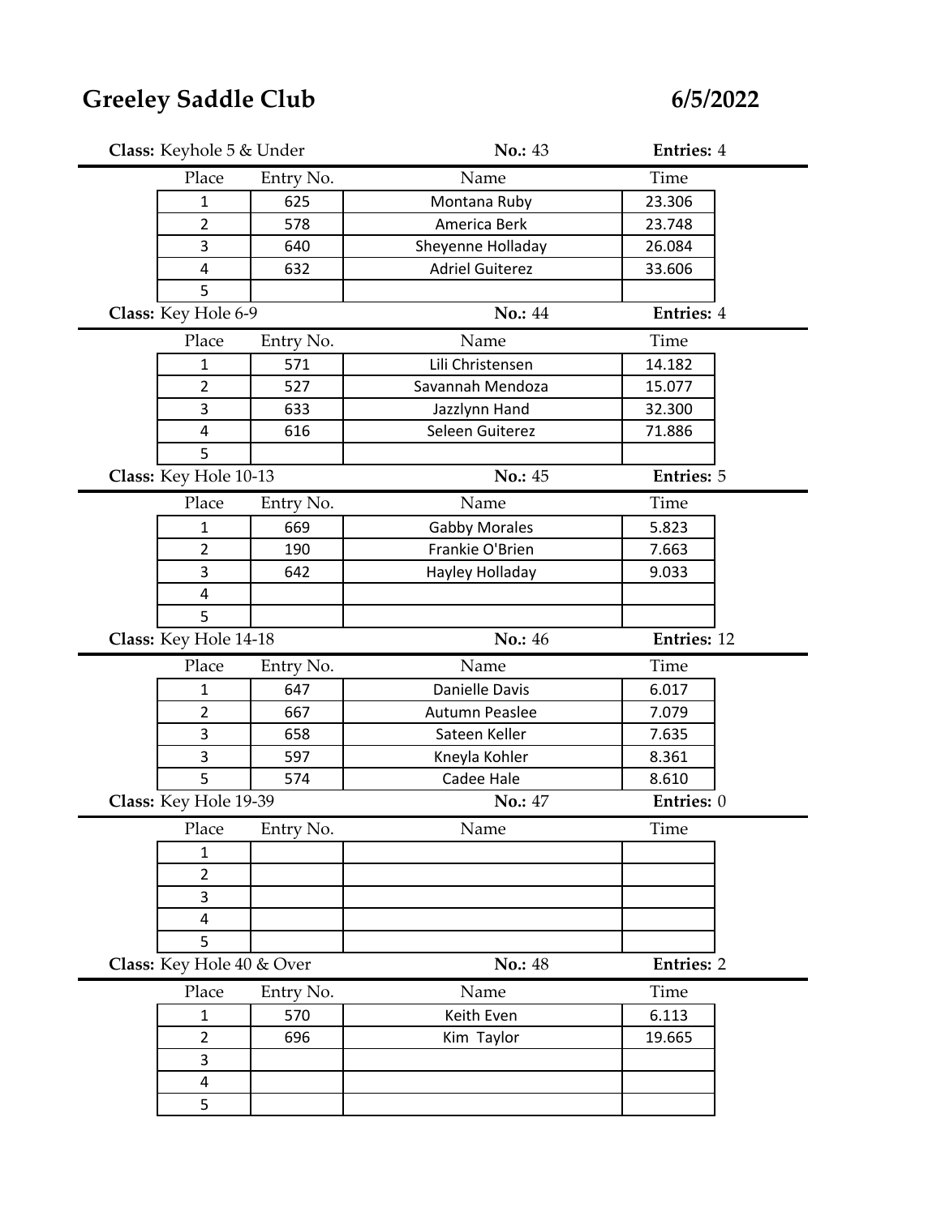# Greeley Saddle Club

**6/5/2022**

**Class:** Keyhole 5 & Under **No.:** 43 **Entries:** 4

| Place | Entry No. | Name | Time |
|---|---|---|---|
| 1 | 625 | Montana Ruby | 23.306 |
| 2 | 578 | America Berk | 23.748 |
| 3 | 640 | Sheyenne Holladay | 26.084 |
| 4 | 632 | Adriel Guiterez | 33.606 |
| 5 | | | |

**Class:** Key Hole 6-9 **No.:** 44 **Entries:** 4

| Place | Entry No. | Name | Time |
|---|---|---|---|
| 1 | 571 | Lili Christensen | 14.182 |
| 2 | 527 | Savannah Mendoza | 15.077 |
| 3 | 633 | Jazzlynn Hand | 32.300 |
| 4 | 616 | Seleen Guiterez | 71.886 |
| 5 | | | |

**Class:** Key Hole 10-13 **No.:** 45 **Entries:** 5

| Place | Entry No. | Name | Time |
|---|---|---|---|
| 1 | 669 | Gabby Morales | 5.823 |
| 2 | 190 | Frankie O'Brien | 7.663 |
| 3 | 642 | Hayley Holladay | 9.033 |
| 4 | | | |
| 5 | | | |

**Class:** Key Hole 14-18 **No.:** 46 **Entries:** 12

| Place | Entry No. | Name | Time |
|---|---|---|---|
| 1 | 647 | Danielle Davis | 6.017 |
| 2 | 667 | Autumn Peaslee | 7.079 |
| 3 | 658 | Sateen Keller | 7.635 |
| 3 | 597 | Kneyla Kohler | 8.361 |
| 5 | 574 | Cadee Hale | 8.610 |

**Class:** Key Hole 19-39 **No.:** 47 **Entries:** 0

| Place | Entry No. | Name | Time |
|---|---|---|---|
| 1 | | | |
| 2 | | | |
| 3 | | | |
| 4 | | | |
| 5 | | | |

**Class:** Key Hole 40 & Over **No.:** 48 **Entries:** 2

| Place | Entry No. | Name | Time |
|---|---|---|---|
| 1 | 570 | Keith Even | 6.113 |
| 2 | 696 | Kim Taylor | 19.665 |
| 3 | | | |
| 4 | | | |
| 5 | | | |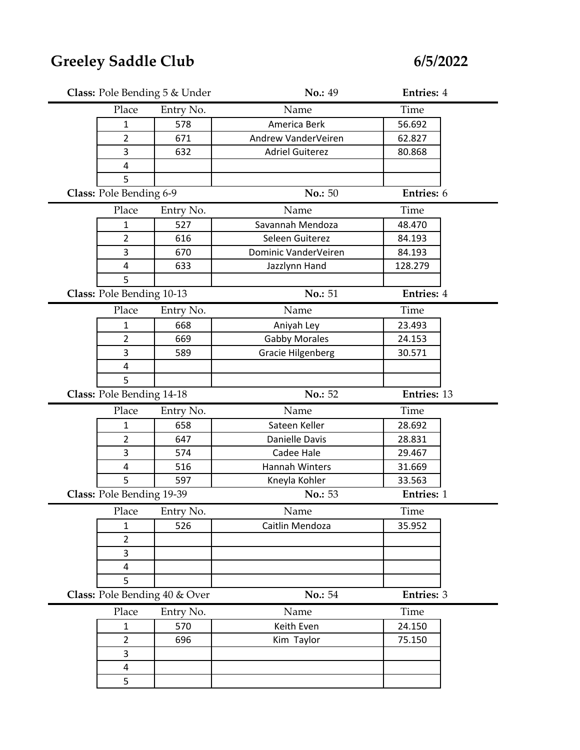# Greeley Saddle Club

**6/5/2022**

**Class:** Pole Bending 5 & Under **No.:** 49 **Entries:** 4

| Place | Entry No. | Name | Time |
|---|---|---|---|
| 1 | 578 | America Berk | 56.692 |
| 2 | 671 | Andrew VanderVeiren | 62.827 |
| 3 | 632 | Adriel Guiterez | 80.868 |
| 4 | | | |
| 5 | | | |

**Class:** Pole Bending 6-9 **No.:** 50 **Entries:** 6

| Place | Entry No. | Name | Time |
|---|---|---|---|
| 1 | 527 | Savannah Mendoza | 48.470 |
| 2 | 616 | Seleen Guiterez | 84.193 |
| 3 | 670 | Dominic VanderVeiren | 84.193 |
| 4 | 633 | Jazzlynn Hand | 128.279 |
| 5 | | | |

**Class:** Pole Bending 10-13 **No.:** 51 **Entries:** 4

| Place | Entry No. | Name | Time |
|---|---|---|---|
| 1 | 668 | Aniyah Ley | 23.493 |
| 2 | 669 | Gabby Morales | 24.153 |
| 3 | 589 | Gracie Hilgenberg | 30.571 |
| 4 | | | |
| 5 | | | |

**Class:** Pole Bending 14-18 **No.:** 52 **Entries:** 13

| Place | Entry No. | Name | Time |
|---|---|---|---|
| 1 | 658 | Sateen Keller | 28.692 |
| 2 | 647 | Danielle Davis | 28.831 |
| 3 | 574 | Cadee Hale | 29.467 |
| 4 | 516 | Hannah Winters | 31.669 |
| 5 | 597 | Kneyla Kohler | 33.563 |

**Class:** Pole Bending 19-39 **No.:** 53 **Entries:** 1

| Place | Entry No. | Name | Time |
|---|---|---|---|
| 1 | 526 | Caitlin Mendoza | 35.952 |
| 2 | | | |
| 3 | | | |
| 4 | | | |
| 5 | | | |

**Class:** Pole Bending 40 & Over **No.:** 54 **Entries:** 3

| Place | Entry No. | Name | Time |
|---|---|---|---|
| 1 | 570 | Keith Even | 24.150 |
| 2 | 696 | Kim Taylor | 75.150 |
| 3 | | | |
| 4 | | | |
| 5 | | | |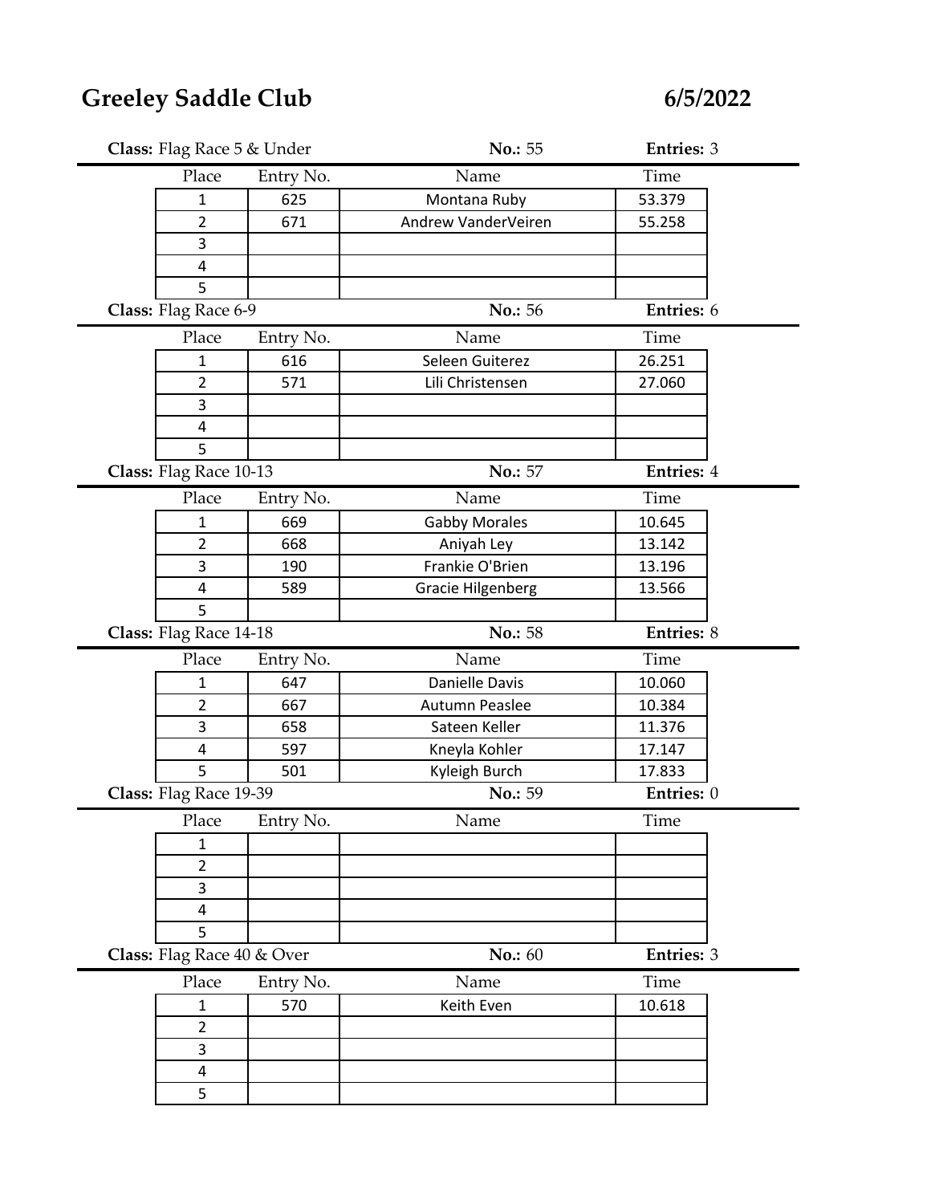# Greeley Saddle Club

**6/5/2022**

**Class:** Flag Race 5 & Under **No.:** 55 **Entries:** 3

| Place | Entry No. | Name | Time |
|---|---|---|---|
| 1 | 625 | Montana Ruby | 53.379 |
| 2 | 671 | Andrew VanderVeiren | 55.258 |
| 3 | | | |
| 4 | | | |
| 5 | | | |

**Class:** Flag Race 6-9 **No.:** 56 **Entries:** 6

| Place | Entry No. | Name | Time |
|---|---|---|---|
| 1 | 616 | Seleen Guiterez | 26.251 |
| 2 | 571 | Lili Christensen | 27.060 |
| 3 | | | |
| 4 | | | |
| 5 | | | |

**Class:** Flag Race 10-13 **No.:** 57 **Entries:** 4

| Place | Entry No. | Name | Time |
|---|---|---|---|
| 1 | 669 | Gabby Morales | 10.645 |
| 2 | 668 | Aniyah Ley | 13.142 |
| 3 | 190 | Frankie O'Brien | 13.196 |
| 4 | 589 | Gracie Hilgenberg | 13.566 |
| 5 | | | |

**Class:** Flag Race 14-18 **No.:** 58 **Entries:** 8

| Place | Entry No. | Name | Time |
|---|---|---|---|
| 1 | 647 | Danielle Davis | 10.060 |
| 2 | 667 | Autumn Peaslee | 10.384 |
| 3 | 658 | Sateen Keller | 11.376 |
| 4 | 597 | Kneyla Kohler | 17.147 |
| 5 | 501 | Kyleigh Burch | 17.833 |

**Class:** Flag Race 19-39 **No.:** 59 **Entries:** 0

| Place | Entry No. | Name | Time |
|---|---|---|---|
| 1 | | | |
| 2 | | | |
| 3 | | | |
| 4 | | | |
| 5 | | | |

**Class:** Flag Race 40 & Over **No.:** 60 **Entries:** 3

| Place | Entry No. | Name | Time |
|---|---|---|---|
| 1 | 570 | Keith Even | 10.618 |
| 2 | | | |
| 3 | | | |
| 4 | | | |
| 5 | | | |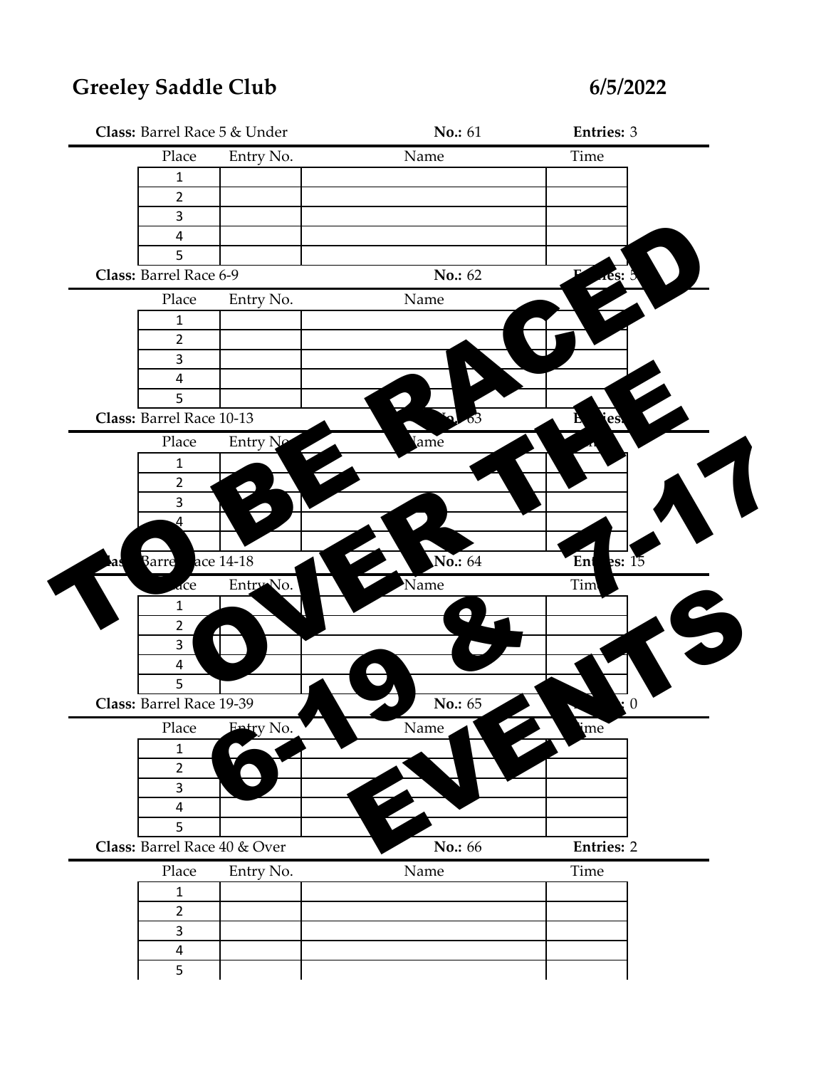# Greeley Saddle Club

**6/5/2022**

**Class:** Barrel Race 5 & Under | **No.:** 61 | **Entries:** 3

| Place | Entry No. | Name | Time |
|---|---|---|---|
| 1 | | | |
| 2 | | | |
| 3 | | | |
| 4 | | | |
| 5 | | | |

**Class:** Barrel Race 6-9 | **No.:** 62 | **Entries:** 5

| Place | Entry No. | Name | Time |
|---|---|---|---|
| 1 | | | |
| 2 | | | |
| 3 | | | |
| 4 | | | |
| 5 | | | |

**Class:** Barrel Race 10-13 | **No.:** 63 | **Entries:**

| Place | Entry No. | Name | Time |
|---|---|---|---|
| 1 | | | |
| 2 | | | |
| 3 | | | |
| 4 | | | |
| 5 | | | |

**Class:** Barrel Race 14-18 | **No.:** 64 | **Entries:** 15

| Place | Entry No. | Name | Time |
|---|---|---|---|
| 1 | | | |
| 2 | | | |
| 3 | | | |
| 4 | | | |
| 5 | | | |

**Class:** Barrel Race 19-39 | **No.:** 65 | **Entries:** 0

| Place | Entry No. | Name | Time |
|---|---|---|---|
| 1 | | | |
| 2 | | | |
| 3 | | | |
| 4 | | | |
| 5 | | | |

**Class:** Barrel Race 40 & Over | **No.:** 66 | **Entries:** 2

| Place | Entry No. | Name | Time |
|---|---|---|---|
| 1 | | | |
| 2 | | | |
| 3 | | | |
| 4 | | | |
| 5 | | | |

**TO BE RACED OVER THE 6-19 & 7-17 EVENTS**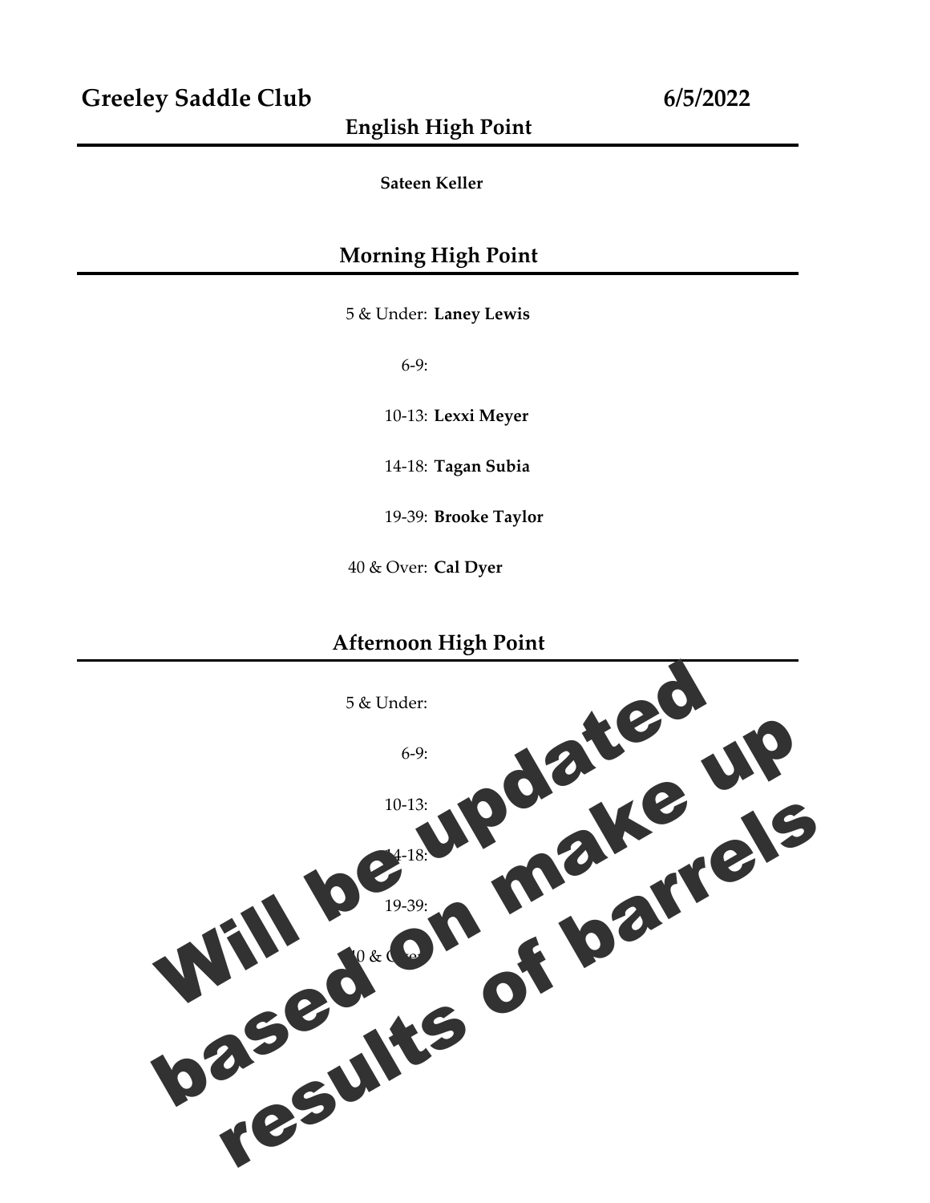**Greeley Saddle Club** **6/5/2022**

## English High Point

**Sateen Keller**

## Morning High Point

5 & Under: **Laney Lewis**

6-9:

10-13: **Lexxi Meyer**

14-18: **Tagan Subia**

19-39: **Brooke Taylor**

40 & Over: **Cal Dyer**

## Afternoon High Point

5 & Under:

6-9:

10-13:

14-18:

19-39:

40 & Over:

Will be updated based on make up results of barrels